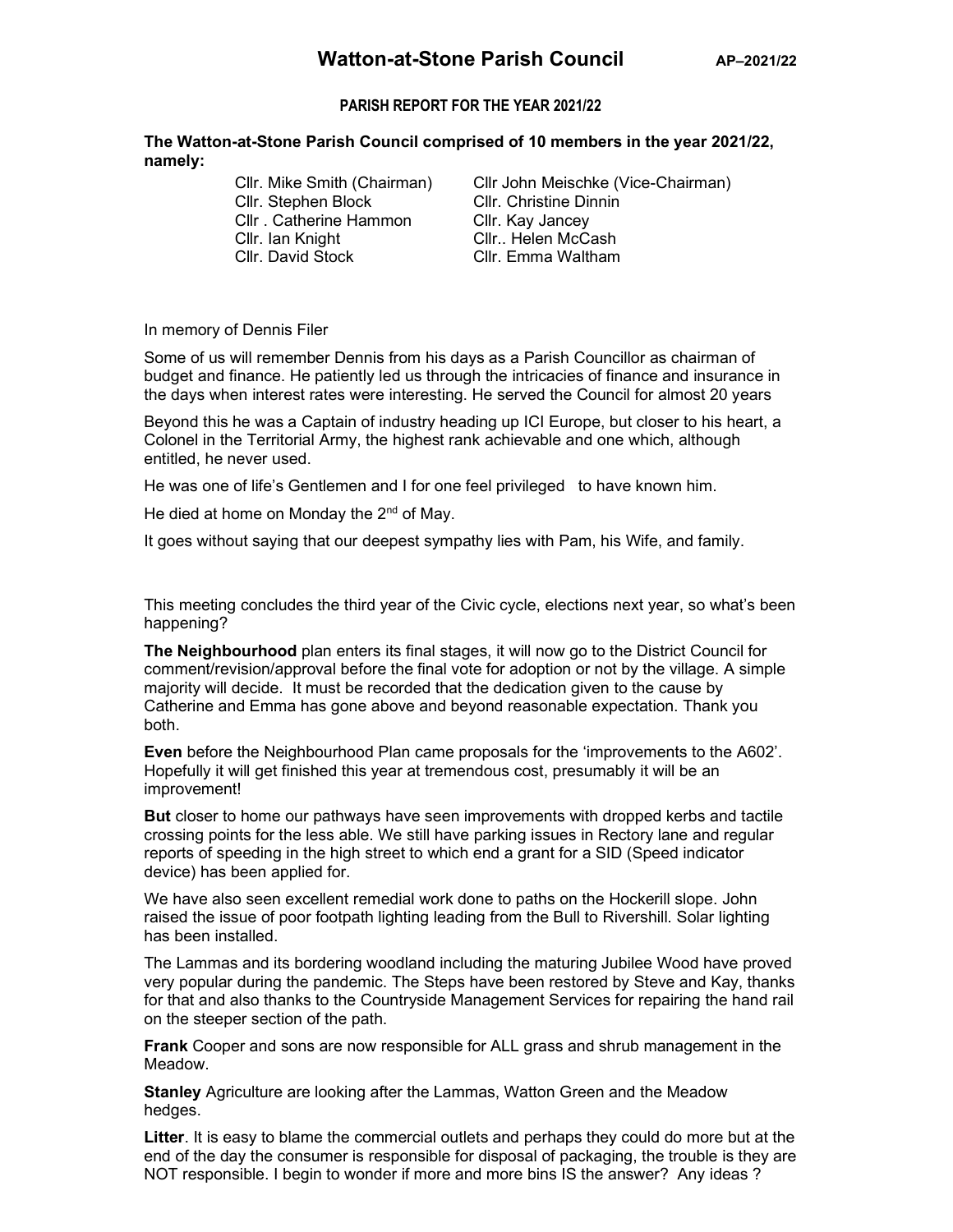# Watton-at-Stone Parish Council

AP–2021/22

## PARISH REPORT FOR THE YEAR 2021/22

**The Watton-at-Stone Parish Council comprised of 10 members in the year 2021/22, namely:**

| | |
|---|---|
| Cllr. Mike Smith (Chairman) | Cllr John Meischke (Vice-Chairman) |
| Cllr. Stephen Block | Cllr. Christine Dinnin |
| Cllr . Catherine Hammon | Cllr. Kay Jancey |
| Cllr. Ian Knight | Cllr.. Helen McCash |
| Cllr. David Stock | Cllr. Emma Waltham |

In memory of Dennis Filer

Some of us will remember Dennis from his days as a Parish Councillor as chairman of budget and finance. He patiently led us through the intricacies of finance and insurance in the days when interest rates were interesting. He served the Council for almost 20 years

Beyond this he was a Captain of industry heading up ICI Europe, but closer to his heart, a Colonel in the Territorial Army, the highest rank achievable and one which, although entitled, he never used.

He was one of life's Gentlemen and I for one feel privileged to have known him.

He died at home on Monday the 2nd of May.

It goes without saying that our deepest sympathy lies with Pam, his Wife, and family.

This meeting concludes the third year of the Civic cycle, elections next year, so what's been happening?

**The Neighbourhood** plan enters its final stages, it will now go to the District Council for comment/revision/approval before the final vote for adoption or not by the village. A simple majority will decide. It must be recorded that the dedication given to the cause by Catherine and Emma has gone above and beyond reasonable expectation. Thank you both.

**Even** before the Neighbourhood Plan came proposals for the 'improvements to the A602'. Hopefully it will get finished this year at tremendous cost, presumably it will be an improvement!

**But** closer to home our pathways have seen improvements with dropped kerbs and tactile crossing points for the less able. We still have parking issues in Rectory lane and regular reports of speeding in the high street to which end a grant for a SID (Speed indicator device) has been applied for.

We have also seen excellent remedial work done to paths on the Hockerill slope. John raised the issue of poor footpath lighting leading from the Bull to Rivershill. Solar lighting has been installed.

The Lammas and its bordering woodland including the maturing Jubilee Wood have proved very popular during the pandemic. The Steps have been restored by Steve and Kay, thanks for that and also thanks to the Countryside Management Services for repairing the hand rail on the steeper section of the path.

**Frank** Cooper and sons are now responsible for ALL grass and shrub management in the Meadow.

**Stanley** Agriculture are looking after the Lammas, Watton Green and the Meadow hedges.

**Litter**. It is easy to blame the commercial outlets and perhaps they could do more but at the end of the day the consumer is responsible for disposal of packaging, the trouble is they are NOT responsible. I begin to wonder if more and more bins IS the answer? Any ideas ?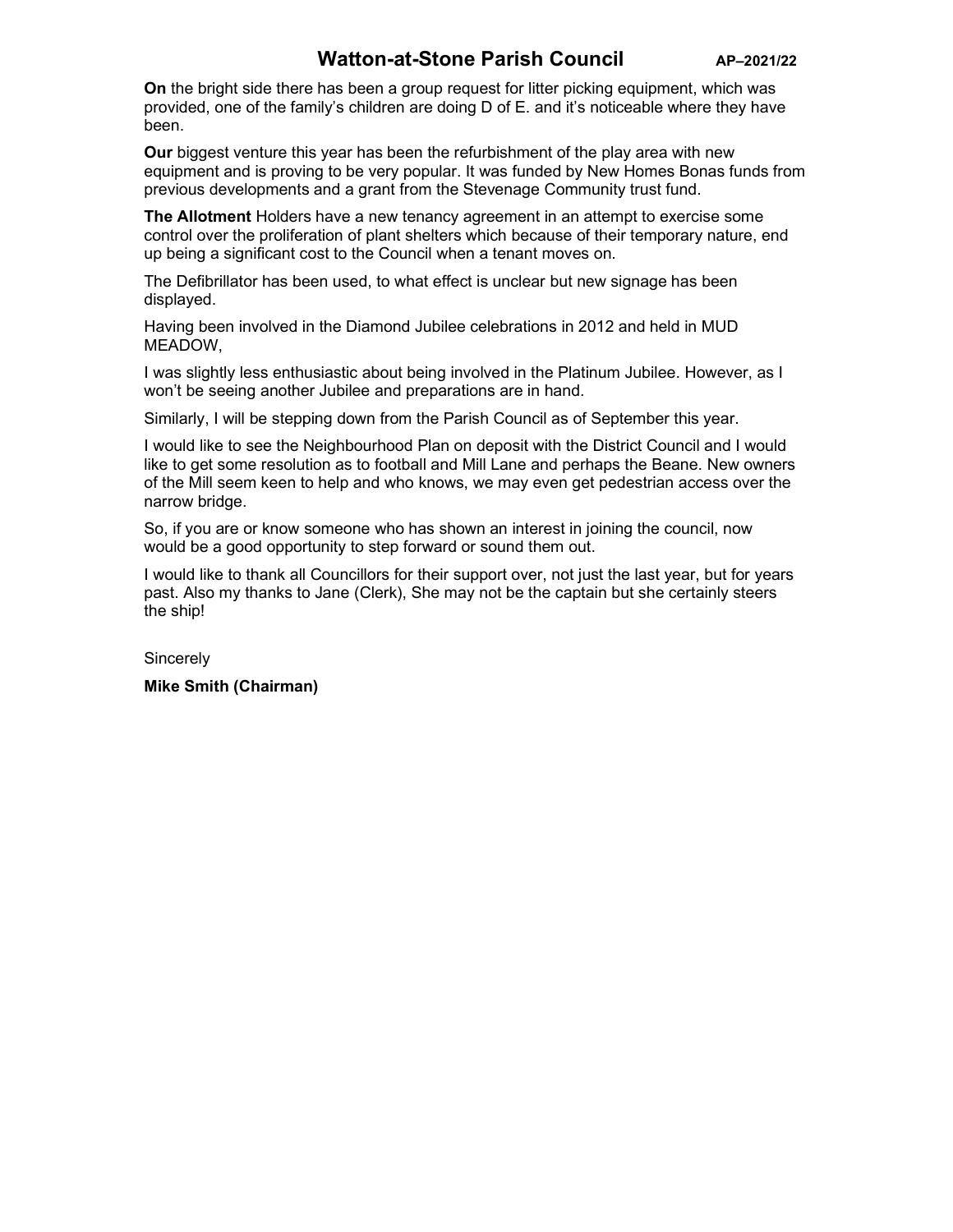**On** the bright side there has been a group request for litter picking equipment, which was provided, one of the family's children are doing D of E. and it's noticeable where they have been.

**Our** biggest venture this year has been the refurbishment of the play area with new equipment and is proving to be very popular. It was funded by New Homes Bonas funds from previous developments and a grant from the Stevenage Community trust fund.

**The Allotment** Holders have a new tenancy agreement in an attempt to exercise some control over the proliferation of plant shelters which because of their temporary nature, end up being a significant cost to the Council when a tenant moves on.

The Defibrillator has been used, to what effect is unclear but new signage has been displayed.

Having been involved in the Diamond Jubilee celebrations in 2012 and held in MUD MEADOW,

I was slightly less enthusiastic about being involved in the Platinum Jubilee. However, as I won't be seeing another Jubilee and preparations are in hand.

Similarly, I will be stepping down from the Parish Council as of September this year.

I would like to see the Neighbourhood Plan on deposit with the District Council and I would like to get some resolution as to football and Mill Lane and perhaps the Beane. New owners of the Mill seem keen to help and who knows, we may even get pedestrian access over the narrow bridge.

So, if you are or know someone who has shown an interest in joining the council, now would be a good opportunity to step forward or sound them out.

I would like to thank all Councillors for their support over, not just the last year, but for years past. Also my thanks to Jane (Clerk), She may not be the captain but she certainly steers the ship!

Sincerely

**Mike Smith (Chairman)**